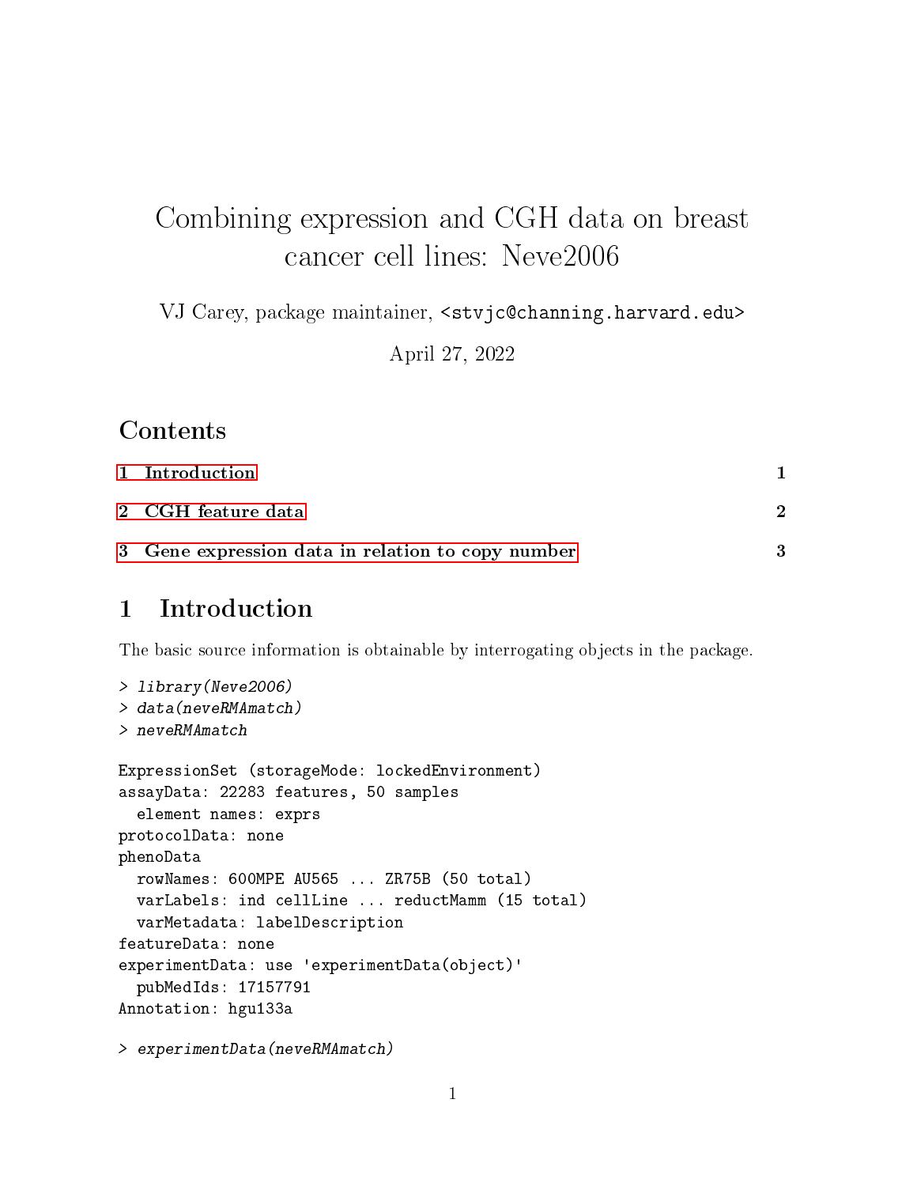# Combining expression and CGH data on breast cancer cell lines: Neve2006

VJ Carey, package maintainer, <stvjc@channing.harvard.edu>

April 27, 2022

## Contents

1 Introduction ... 1

2 CGH feature data ... 2

3 Gene expression data in relation to copy number ... 3

## 1 Introduction

The basic source information is obtainable by interrogating objects in the package.

```
> library(Neve2006)
> data(neveRMAmatch)
> neveRMAmatch

ExpressionSet (storageMode: lockedEnvironment)
assayData: 22283 features, 50 samples
  element names: exprs
protocolData: none
phenoData
  rowNames: 600MPE AU565 ... ZR75B (50 total)
  varLabels: ind cellLine ... reductMamm (15 total)
  varMetadata: labelDescription
featureData: none
experimentData: use 'experimentData(object)'
  pubMedIds: 17157791
Annotation: hgu133a

> experimentData(neveRMAmatch)
```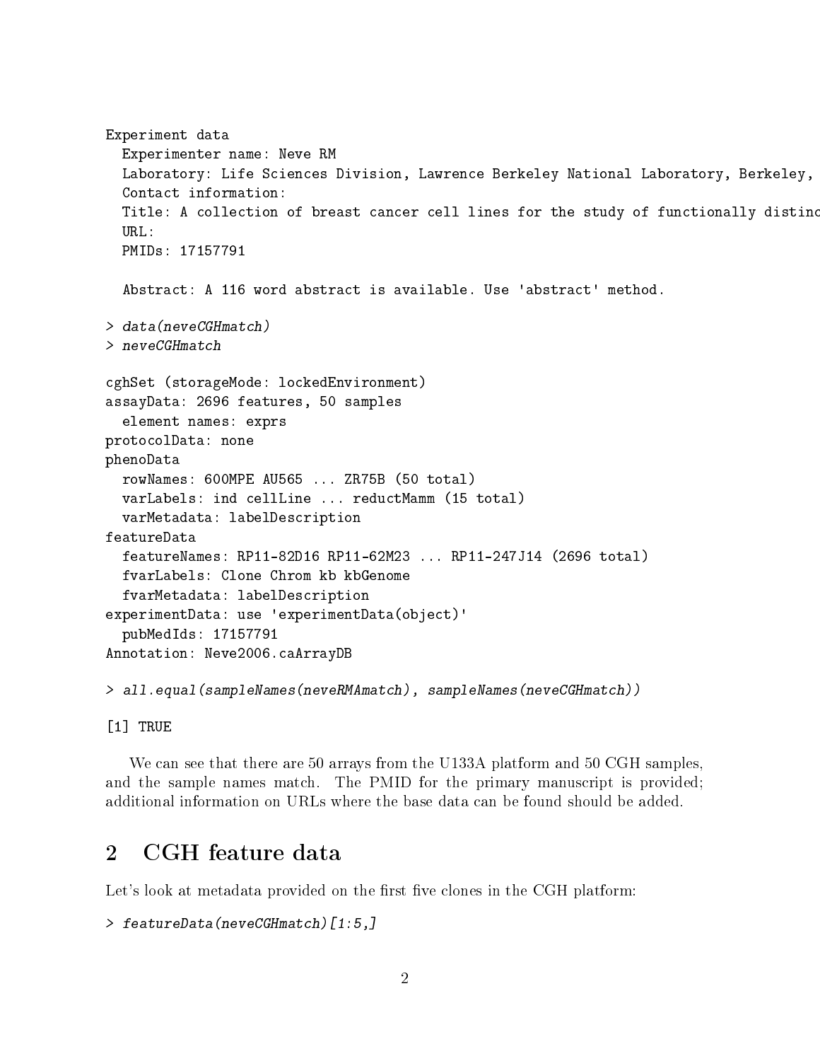```
Experiment data
  Experimenter name: Neve RM
  Laboratory: Life Sciences Division, Lawrence Berkeley National Laboratory, Berkeley,
  Contact information:
  Title: A collection of breast cancer cell lines for the study of functionally distinc
  URL:
  PMIDs: 17157791

  Abstract: A 116 word abstract is available. Use 'abstract' method.
```

```
> data(neveCGHmatch)
> neveCGHmatch
```

```
cghSet (storageMode: lockedEnvironment)
assayData: 2696 features, 50 samples
  element names: exprs
protocolData: none
phenoData
  rowNames: 600MPE AU565 ... ZR75B (50 total)
  varLabels: ind cellLine ... reductMamm (15 total)
  varMetadata: labelDescription
featureData
  featureNames: RP11-82D16 RP11-62M23 ... RP11-247J14 (2696 total)
  fvarLabels: Clone Chrom kb kbGenome
  fvarMetadata: labelDescription
experimentData: use 'experimentData(object)'
  pubMedIds: 17157791
Annotation: Neve2006.caArrayDB
```

```
> all.equal(sampleNames(neveRMAmatch), sampleNames(neveCGHmatch))
```

```
[1] TRUE
```

We can see that there are 50 arrays from the U133A platform and 50 CGH samples, and the sample names match. The PMID for the primary manuscript is provided; additional information on URLs where the base data can be found should be added.

## 2 CGH feature data

Let's look at metadata provided on the first five clones in the CGH platform:

```
> featureData(neveCGHmatch)[1:5,]
```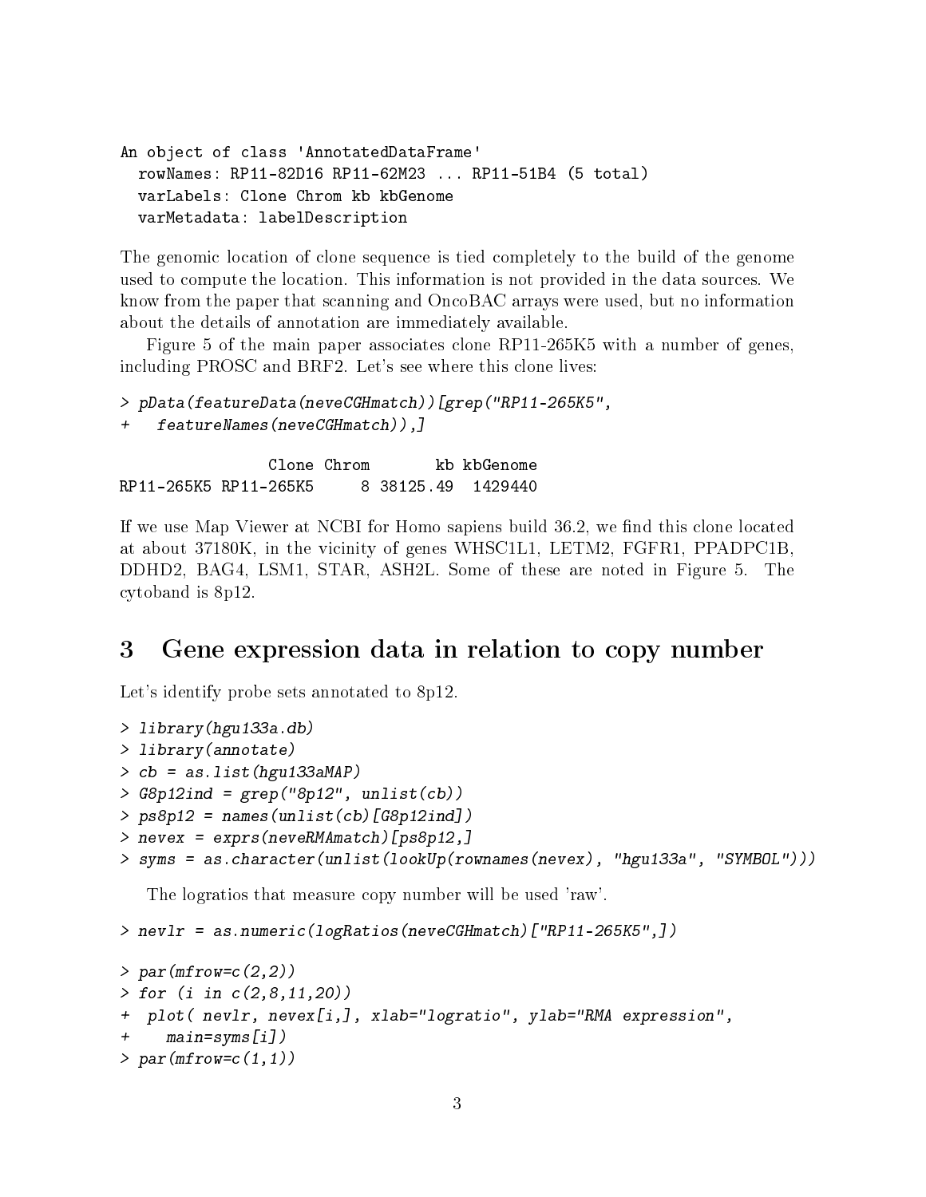```
An object of class 'AnnotatedDataFrame'
  rowNames: RP11-82D16 RP11-62M23 ... RP11-51B4 (5 total)
  varLabels: Clone Chrom kb kbGenome
  varMetadata: labelDescription
```

The genomic location of clone sequence is tied completely to the build of the genome used to compute the location. This information is not provided in the data sources. We know from the paper that scanning and OncoBAC arrays were used, but no information about the details of annotation are immediately available.

Figure 5 of the main paper associates clone RP11-265K5 with a number of genes, including PROSC and BRF2. Let's see where this clone lives:

```
> pData(featureData(neveCGHmatch))[grep("RP11-265K5",
+   featureNames(neveCGHmatch)),]

                 Clone Chrom       kb kbGenome
RP11-265K5 RP11-265K5     8 38125.49  1429440
```

If we use Map Viewer at NCBI for Homo sapiens build 36.2, we find this clone located at about 37180K, in the vicinity of genes WHSC1L1, LETM2, FGFR1, PPADPC1B, DDHD2, BAG4, LSM1, STAR, ASH2L. Some of these are noted in Figure 5. The cytoband is 8p12.

## 3 Gene expression data in relation to copy number

Let's identify probe sets annotated to 8p12.

```
> library(hgu133a.db)
> library(annotate)
> cb = as.list(hgu133aMAP)
> G8p12ind = grep("8p12", unlist(cb))
> ps8p12 = names(unlist(cb)[G8p12ind])
> nevex = exprs(neveRMAmatch)[ps8p12,]
> syms = as.character(unlist(lookUp(rownames(nevex), "hgu133a", "SYMBOL")))
```

The logratios that measure copy number will be used 'raw'.

```
> nevlr = as.numeric(logRatios(neveCGHmatch)["RP11-265K5",])
```

```
> par(mfrow=c(2,2))
> for (i in c(2,8,11,20))
+  plot( nevlr, nevex[i,], xlab="logratio", ylab="RMA expression",
+    main=syms[i])
> par(mfrow=c(1,1))
```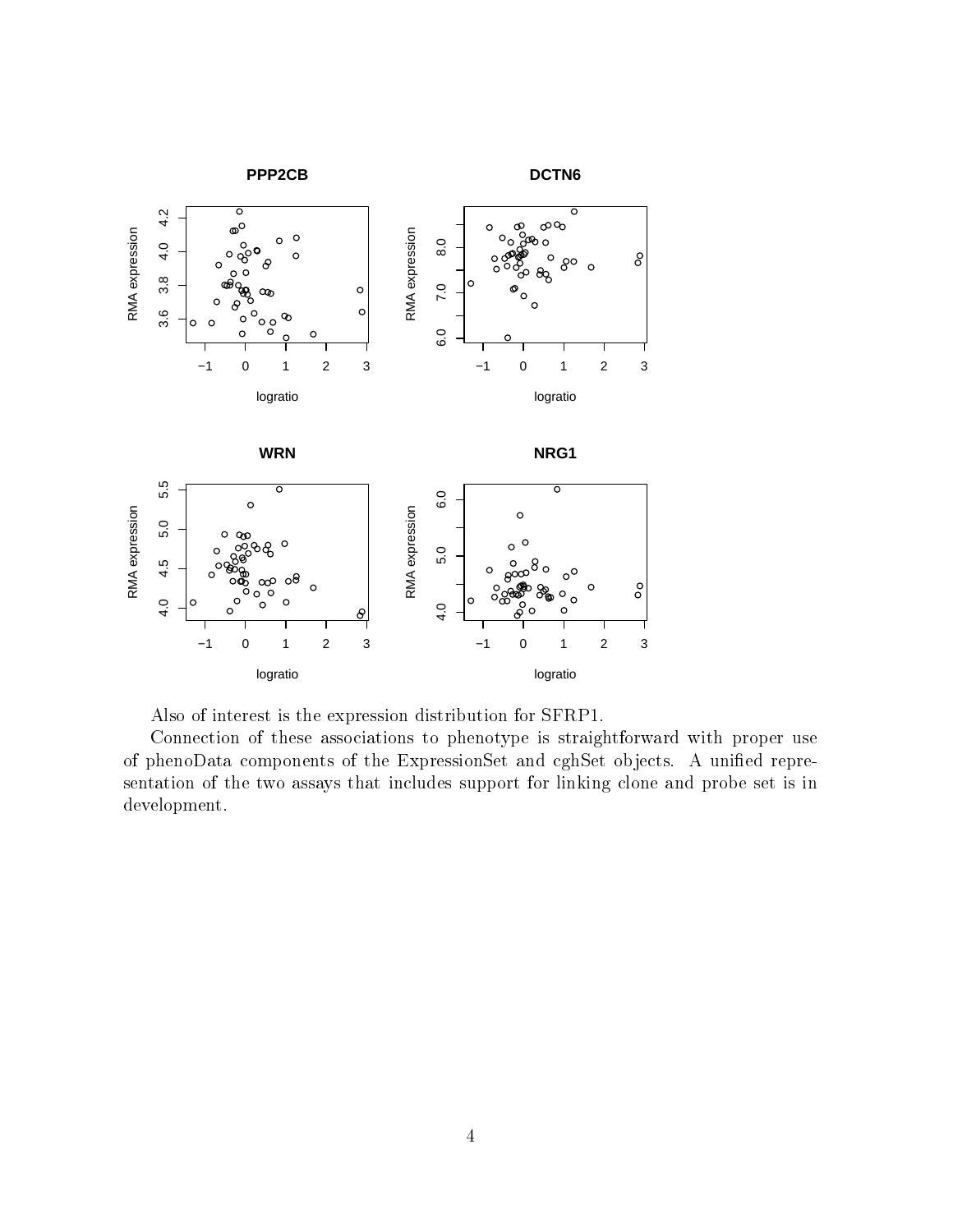PPP2CB

RMA expression

3.6 3.8 4.0 4.2

−1 0 1 2 3

logratio

DCTN6

RMA expression

6.0 7.0 8.0

−1 0 1 2 3

logratio

WRN

RMA expression

4.0 4.5 5.0 5.5

−1 0 1 2 3

logratio

NRG1

RMA expression

4.0 5.0 6.0

−1 0 1 2 3

logratio

Also of interest is the expression distribution for SFRP1.

Connection of these associations to phenotype is straightforward with proper use of phenoData components of the ExpressionSet and cghSet objects. A unified representation of the two assays that includes support for linking clone and probe set is in development.